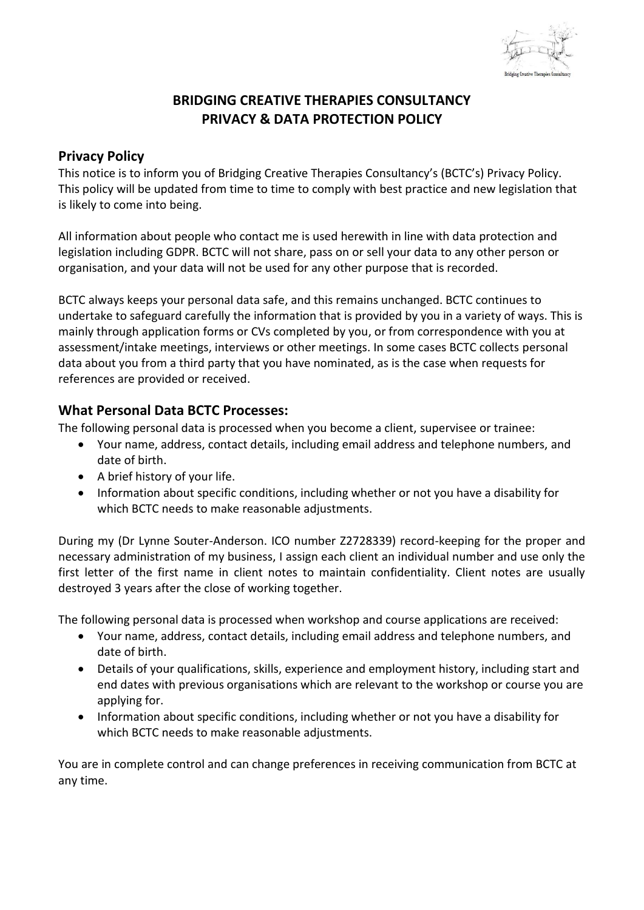# BRIDGING CREATIVE THERAPIES CONSULTANCY
# PRIVACY & DATA PROTECTION POLICY

## Privacy Policy

This notice is to inform you of Bridging Creative Therapies Consultancy's (BCTC's) Privacy Policy. This policy will be updated from time to time to comply with best practice and new legislation that is likely to come into being.

All information about people who contact me is used herewith in line with data protection and legislation including GDPR. BCTC will not share, pass on or sell your data to any other person or organisation, and your data will not be used for any other purpose that is recorded.

BCTC always keeps your personal data safe, and this remains unchanged. BCTC continues to undertake to safeguard carefully the information that is provided by you in a variety of ways. This is mainly through application forms or CVs completed by you, or from correspondence with you at assessment/intake meetings, interviews or other meetings. In some cases BCTC collects personal data about you from a third party that you have nominated, as is the case when requests for references are provided or received.

## What Personal Data BCTC Processes:

The following personal data is processed when you become a client, supervisee or trainee:

- Your name, address, contact details, including email address and telephone numbers, and date of birth.
- A brief history of your life.
- Information about specific conditions, including whether or not you have a disability for which BCTC needs to make reasonable adjustments.

During my (Dr Lynne Souter-Anderson. ICO number Z2728339) record-keeping for the proper and necessary administration of my business, I assign each client an individual number and use only the first letter of the first name in client notes to maintain confidentiality. Client notes are usually destroyed 3 years after the close of working together.

The following personal data is processed when workshop and course applications are received:

- Your name, address, contact details, including email address and telephone numbers, and date of birth.
- Details of your qualifications, skills, experience and employment history, including start and end dates with previous organisations which are relevant to the workshop or course you are applying for.
- Information about specific conditions, including whether or not you have a disability for which BCTC needs to make reasonable adjustments.

You are in complete control and can change preferences in receiving communication from BCTC at any time.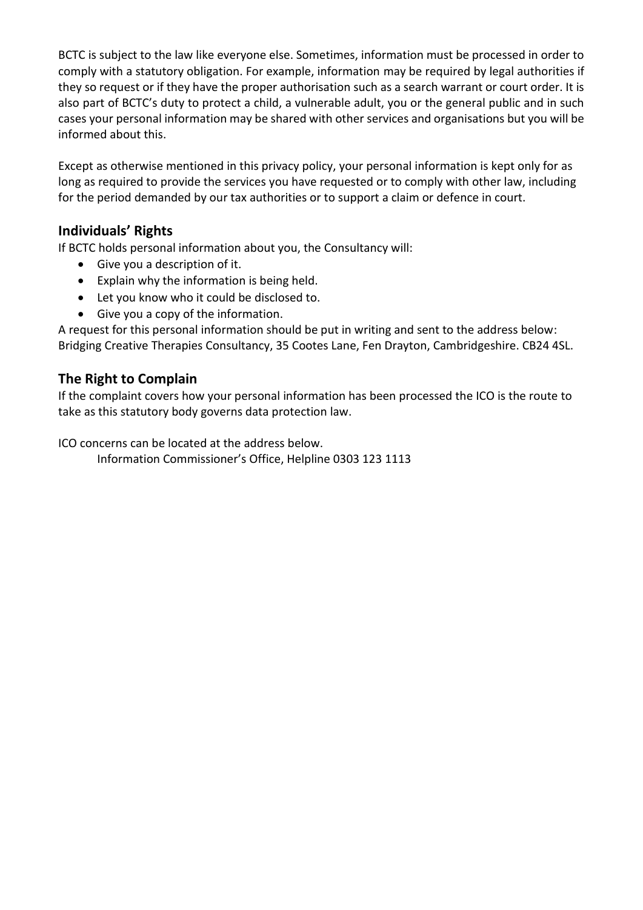BCTC is subject to the law like everyone else. Sometimes, information must be processed in order to comply with a statutory obligation. For example, information may be required by legal authorities if they so request or if they have the proper authorisation such as a search warrant or court order. It is also part of BCTC's duty to protect a child, a vulnerable adult, you or the general public and in such cases your personal information may be shared with other services and organisations but you will be informed about this.

Except as otherwise mentioned in this privacy policy, your personal information is kept only for as long as required to provide the services you have requested or to comply with other law, including for the period demanded by our tax authorities or to support a claim or defence in court.

## Individuals' Rights

If BCTC holds personal information about you, the Consultancy will:

- Give you a description of it.
- Explain why the information is being held.
- Let you know who it could be disclosed to.
- Give you a copy of the information.

A request for this personal information should be put in writing and sent to the address below: Bridging Creative Therapies Consultancy, 35 Cootes Lane, Fen Drayton, Cambridgeshire. CB24 4SL.

## The Right to Complain

If the complaint covers how your personal information has been processed the ICO is the route to take as this statutory body governs data protection law.

ICO concerns can be located at the address below.

Information Commissioner's Office, Helpline 0303 123 1113